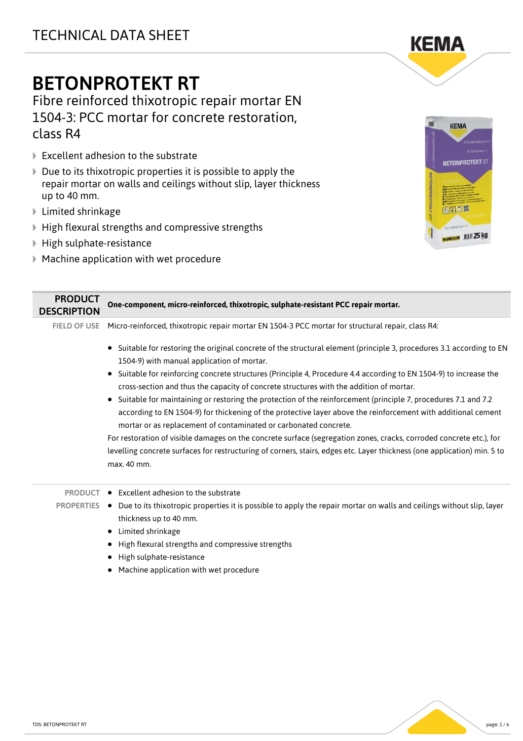TECHNICAL DATA SHEET

# BETONPROTEKT RT

## Fibre reinforced thixotropic repair mortar EN 1504-3: PCC mortar for concrete restoration, class R4

- Excellent adhesion to the substrate
- Due to its thixotropic properties it is possible to apply the repair mortar on walls and ceilings without slip, layer thickness up to 40 mm.
- Limited shrinkage
- High flexural strengths and compressive strengths
- High sulphate-resistance
- Machine application with wet procedure

### PRODUCT DESCRIPTION

**One-component, micro-reinforced, thixotropic, sulphate-resistant PCC repair mortar.**

### FIELD OF USE

Micro-reinforced, thixotropic repair mortar EN 1504-3 PCC mortar for structural repair, class R4:

- Suitable for restoring the original concrete of the structural element (principle 3, procedures 3.1 according to EN 1504-9) with manual application of mortar.
- Suitable for reinforcing concrete structures (Principle 4, Procedure 4.4 according to EN 1504-9) to increase the cross-section and thus the capacity of concrete structures with the addition of mortar.
- Suitable for maintaining or restoring the protection of the reinforcement (principle 7, procedures 7.1 and 7.2 according to EN 1504-9) for thickening of the protective layer above the reinforcement with additional cement mortar or as replacement of contaminated or carbonated concrete.

For restoration of visible damages on the concrete surface (segregation zones, cracks, corroded concrete etc.), for levelling concrete surfaces for restructuring of corners, stairs, edges etc. Layer thickness (one application) min. 5 to max. 40 mm.

### PRODUCT PROPERTIES

- Excellent adhesion to the substrate
- Due to its thixotropic properties it is possible to apply the repair mortar on walls and ceilings without slip, layer thickness up to 40 mm.
- Limited shrinkage
- High flexural strengths and compressive strengths
- High sulphate-resistance
- Machine application with wet procedure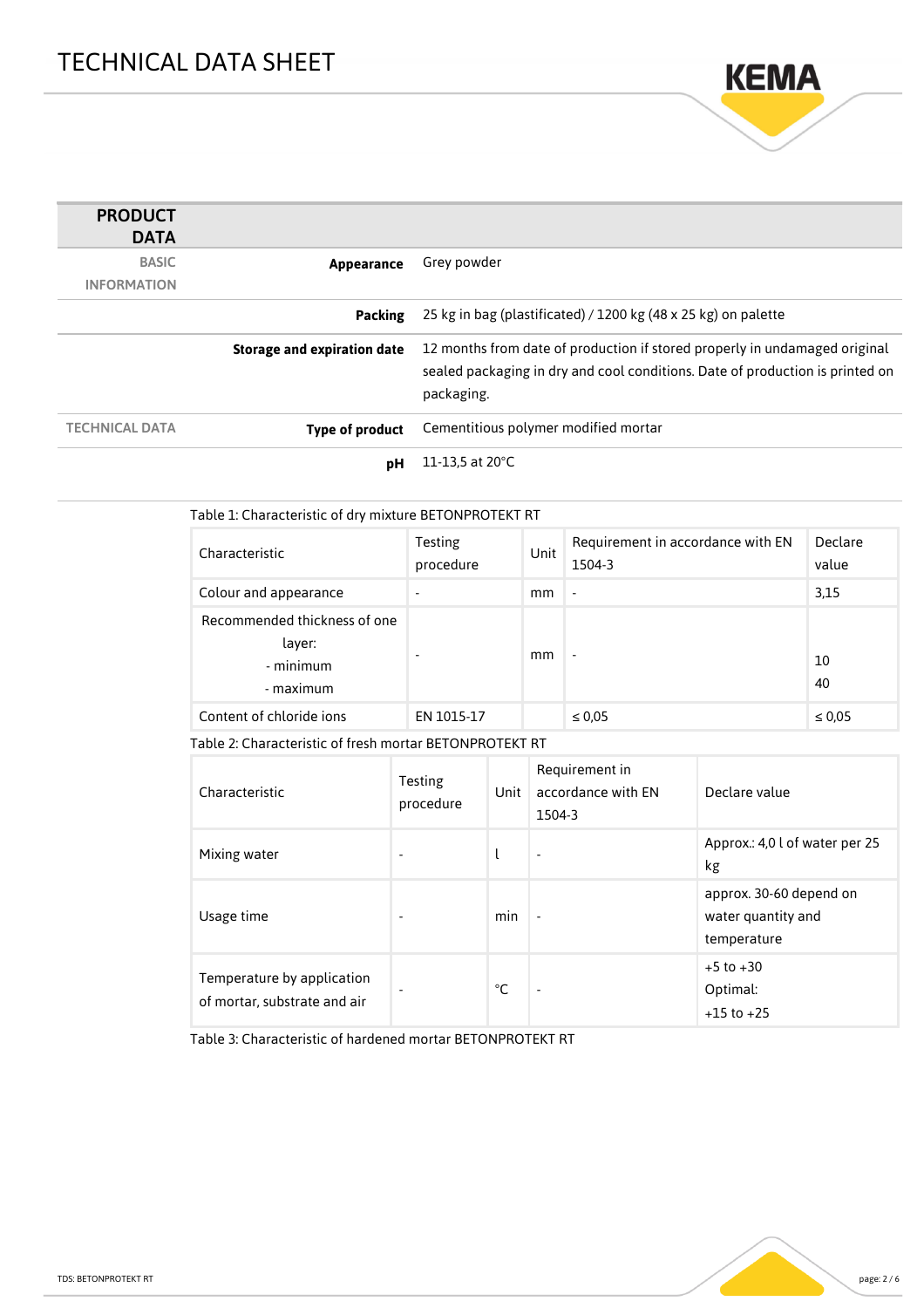## PRODUCT DATA

| | | |
|---|---|---|
| BASIC INFORMATION | **Appearance** | Grey powder |
| | **Packing** | 25 kg in bag (plastificated) / 1200 kg (48 x 25 kg) on palette |
| | **Storage and expiration date** | 12 months from date of production if stored properly in undamaged original sealed packaging in dry and cool conditions. Date of production is printed on packaging. |
| TECHNICAL DATA | **Type of product** | Cementitious polymer modified mortar |
| | **pH** | 11-13,5 at 20°C |

Table 1: Characteristic of dry mixture BETONPROTEKT RT

| Characteristic | Testing procedure | Unit | Requirement in accordance with EN 1504-3 | Declare value |
|---|---|---|---|---|
| Colour and appearance | - | mm | - | 3,15 |
| Recommended thickness of one layer:<br>- minimum<br>- maximum | - | mm | - | <br>10<br>40 |
| Content of chloride ions | EN 1015-17 | | ≤ 0,05 | ≤ 0,05 |

Table 2: Characteristic of fresh mortar BETONPROTEKT RT

| Characteristic | Testing procedure | Unit | Requirement in accordance with EN 1504-3 | Declare value |
|---|---|---|---|---|
| Mixing water | - | l | - | Approx.: 4,0 l of water per 25 kg |
| Usage time | - | min | - | approx. 30-60 depend on water quantity and temperature |
| Temperature by application of mortar, substrate and air | - | °C | - | +5 to +30<br>Optimal:<br>+15 to +25 |

Table 3: Characteristic of hardened mortar BETONPROTEKT RT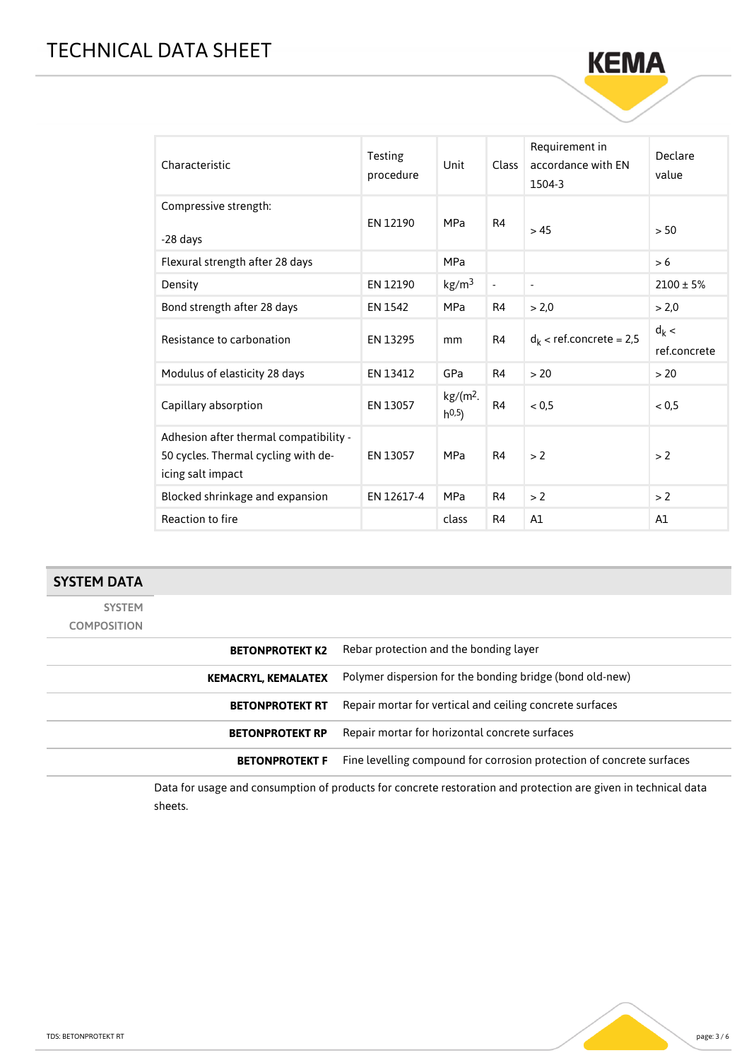| Characteristic | Testing procedure | Unit | Class | Requirement in accordance with EN 1504-3 | Declare value |
|---|---|---|---|---|---|
| Compressive strength:<br><br>-28 days | EN 12190 | MPa | R4 | > 45 | > 50 |
| Flexural strength after 28 days | | MPa | | | > 6 |
| Density | EN 12190 | $kg/m^3$ | - | - | 2100 ± 5% |
| Bond strength after 28 days | EN 1542 | MPa | R4 | > 2,0 | > 2,0 |
| Resistance to carbonation | EN 13295 | mm | R4 | $d_k$ < ref.concrete = 2,5 | $d_k$ < ref.concrete |
| Modulus of elasticity 28 days | EN 13412 | GPa | R4 | > 20 | > 20 |
| Capillary absorption | EN 13057 | $kg/(m^2 \cdot h^{0,5})$ | R4 | < 0,5 | < 0,5 |
| Adhesion after thermal compatibility - 50 cycles. Thermal cycling with de-icing salt impact | EN 13057 | MPa | R4 | > 2 | > 2 |
| Blocked shrinkage and expansion | EN 12617-4 | MPa | R4 | > 2 | > 2 |
| Reaction to fire | | class | R4 | A1 | A1 |

## SYSTEM DATA

### SYSTEM COMPOSITION

| | |
|---|---|
| **BETONPROTEKT K2** | Rebar protection and the bonding layer |
| **KEMACRYL, KEMALATEX** | Polymer dispersion for the bonding bridge (bond old-new) |
| **BETONPROTEKT RT** | Repair mortar for vertical and ceiling concrete surfaces |
| **BETONPROTEKT RP** | Repair mortar for horizontal concrete surfaces |
| **BETONPROTEKT F** | Fine levelling compound for corrosion protection of concrete surfaces |

Data for usage and consumption of products for concrete restoration and protection are given in technical data sheets.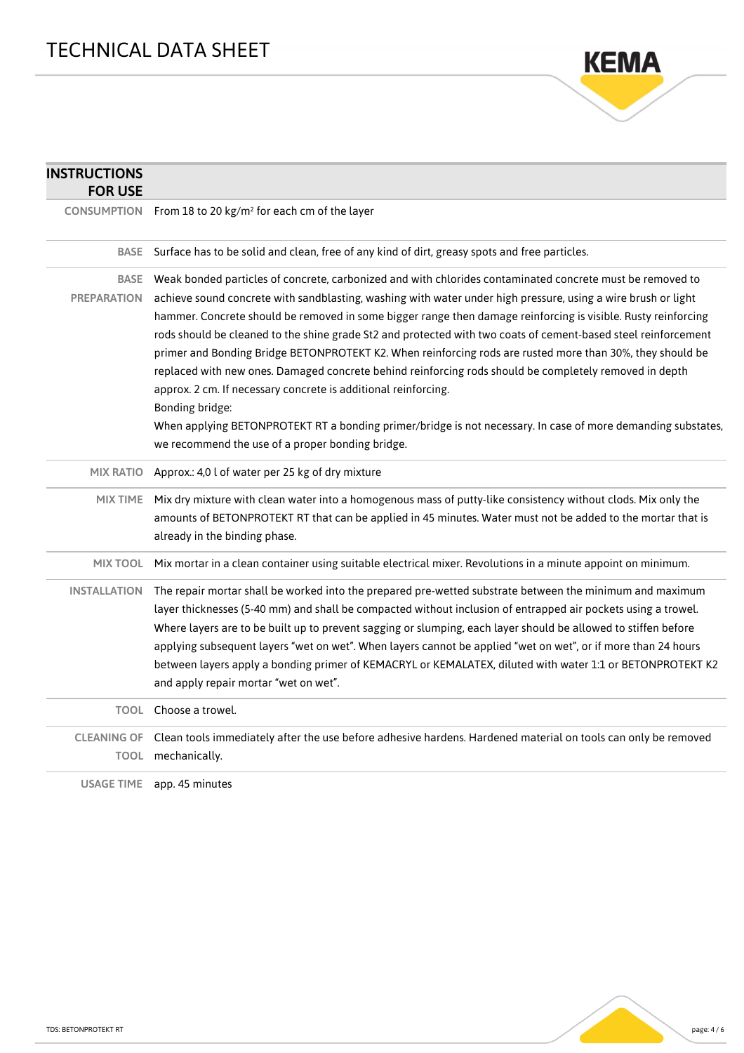# TECHNICAL DATA SHEET

## INSTRUCTIONS FOR USE

| | |
|---|---|
| **CONSUMPTION** | From 18 to 20 kg/m² for each cm of the layer |
| **BASE** | Surface has to be solid and clean, free of any kind of dirt, greasy spots and free particles. |
| **BASE PREPARATION** | Weak bonded particles of concrete, carbonized and with chlorides contaminated concrete must be removed to achieve sound concrete with sandblasting, washing with water under high pressure, using a wire brush or light hammer. Concrete should be removed in some bigger range then damage reinforcing is visible. Rusty reinforcing rods should be cleaned to the shine grade St2 and protected with two coats of cement-based steel reinforcement primer and Bonding Bridge BETONPROTEKT K2. When reinforcing rods are rusted more than 30%, they should be replaced with new ones. Damaged concrete behind reinforcing rods should be completely removed in depth approx. 2 cm. If necessary concrete is additional reinforcing.<br>Bonding bridge:<br>When applying BETONPROTEKT RT a bonding primer/bridge is not necessary. In case of more demanding substates, we recommend the use of a proper bonding bridge. |
| **MIX RATIO** | Approx.: 4,0 l of water per 25 kg of dry mixture |
| **MIX TIME** | Mix dry mixture with clean water into a homogenous mass of putty-like consistency without clods. Mix only the amounts of BETONPROTEKT RT that can be applied in 45 minutes. Water must not be added to the mortar that is already in the binding phase. |
| **MIX TOOL** | Mix mortar in a clean container using suitable electrical mixer. Revolutions in a minute appoint on minimum. |
| **INSTALLATION** | The repair mortar shall be worked into the prepared pre-wetted substrate between the minimum and maximum layer thicknesses (5-40 mm) and shall be compacted without inclusion of entrapped air pockets using a trowel. Where layers are to be built up to prevent sagging or slumping, each layer should be allowed to stiffen before applying subsequent layers "wet on wet". When layers cannot be applied "wet on wet", or if more than 24 hours between layers apply a bonding primer of KEMACRYL or KEMALATEX, diluted with water 1:1 or BETONPROTEKT K2 and apply repair mortar "wet on wet". |
| **TOOL** | Choose a trowel. |
| **CLEANING OF TOOL** | Clean tools immediately after the use before adhesive hardens. Hardened material on tools can only be removed mechanically. |
| **USAGE TIME** | app. 45 minutes |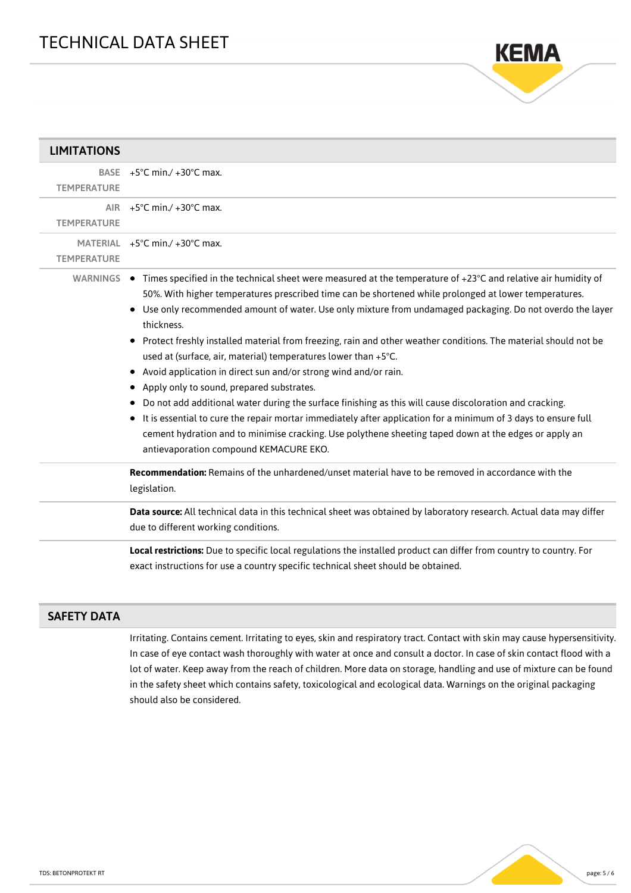## LIMITATIONS

| | |
|---|---|
| **BASE TEMPERATURE** | +5°C min./ +30°C max. |
| **AIR TEMPERATURE** | +5°C min./ +30°C max. |
| **MATERIAL TEMPERATURE** | +5°C min./ +30°C max. |

**WARNINGS**

- Times specified in the technical sheet were measured at the temperature of +23°C and relative air humidity of 50%. With higher temperatures prescribed time can be shortened while prolonged at lower temperatures.
- Use only recommended amount of water. Use only mixture from undamaged packaging. Do not overdo the layer thickness.
- Protect freshly installed material from freezing, rain and other weather conditions. The material should not be used at (surface, air, material) temperatures lower than +5°C.
- Avoid application in direct sun and/or strong wind and/or rain.
- Apply only to sound, prepared substrates.
- Do not add additional water during the surface finishing as this will cause discoloration and cracking.
- It is essential to cure the repair mortar immediately after application for a minimum of 3 days to ensure full cement hydration and to minimise cracking. Use polythene sheeting taped down at the edges or apply an antievaporation compound KEMACURE EKO.

**Recommendation:** Remains of the unhardened/unset material have to be removed in accordance with the legislation.

**Data source:** All technical data in this technical sheet was obtained by laboratory research. Actual data may differ due to different working conditions.

**Local restrictions:** Due to specific local regulations the installed product can differ from country to country. For exact instructions for use a country specific technical sheet should be obtained.

## SAFETY DATA

Irritating. Contains cement. Irritating to eyes, skin and respiratory tract. Contact with skin may cause hypersensitivity. In case of eye contact wash thoroughly with water at once and consult a doctor. In case of skin contact flood with a lot of water. Keep away from the reach of children. More data on storage, handling and use of mixture can be found in the safety sheet which contains safety, toxicological and ecological data. Warnings on the original packaging should also be considered.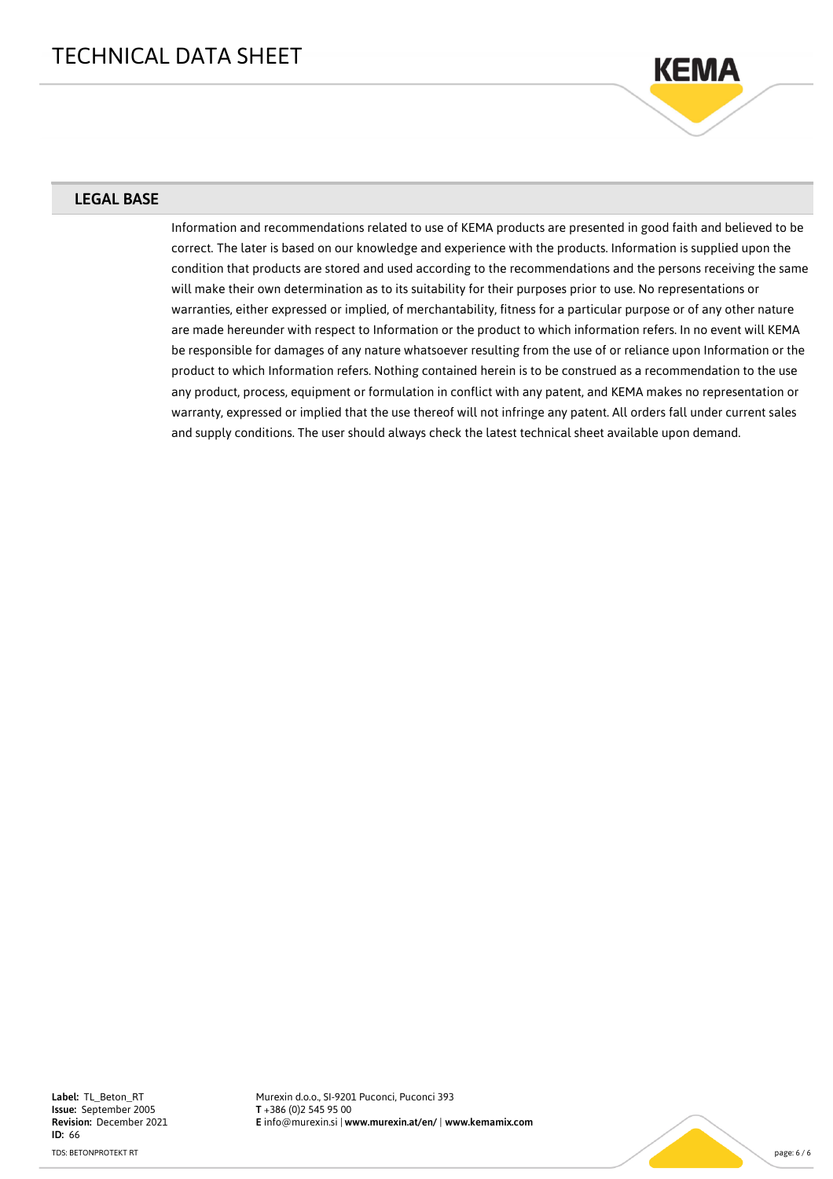## LEGAL BASE

Information and recommendations related to use of KEMA products are presented in good faith and believed to be correct. The later is based on our knowledge and experience with the products. Information is supplied upon the condition that products are stored and used according to the recommendations and the persons receiving the same will make their own determination as to its suitability for their purposes prior to use. No representations or warranties, either expressed or implied, of merchantability, fitness for a particular purpose or of any other nature are made hereunder with respect to Information or the product to which information refers. In no event will KEMA be responsible for damages of any nature whatsoever resulting from the use of or reliance upon Information or the product to which Information refers. Nothing contained herein is to be construed as a recommendation to the use any product, process, equipment or formulation in conflict with any patent, and KEMA makes no representation or warranty, expressed or implied that the use thereof will not infringe any patent. All orders fall under current sales and supply conditions. The user should always check the latest technical sheet available upon demand.